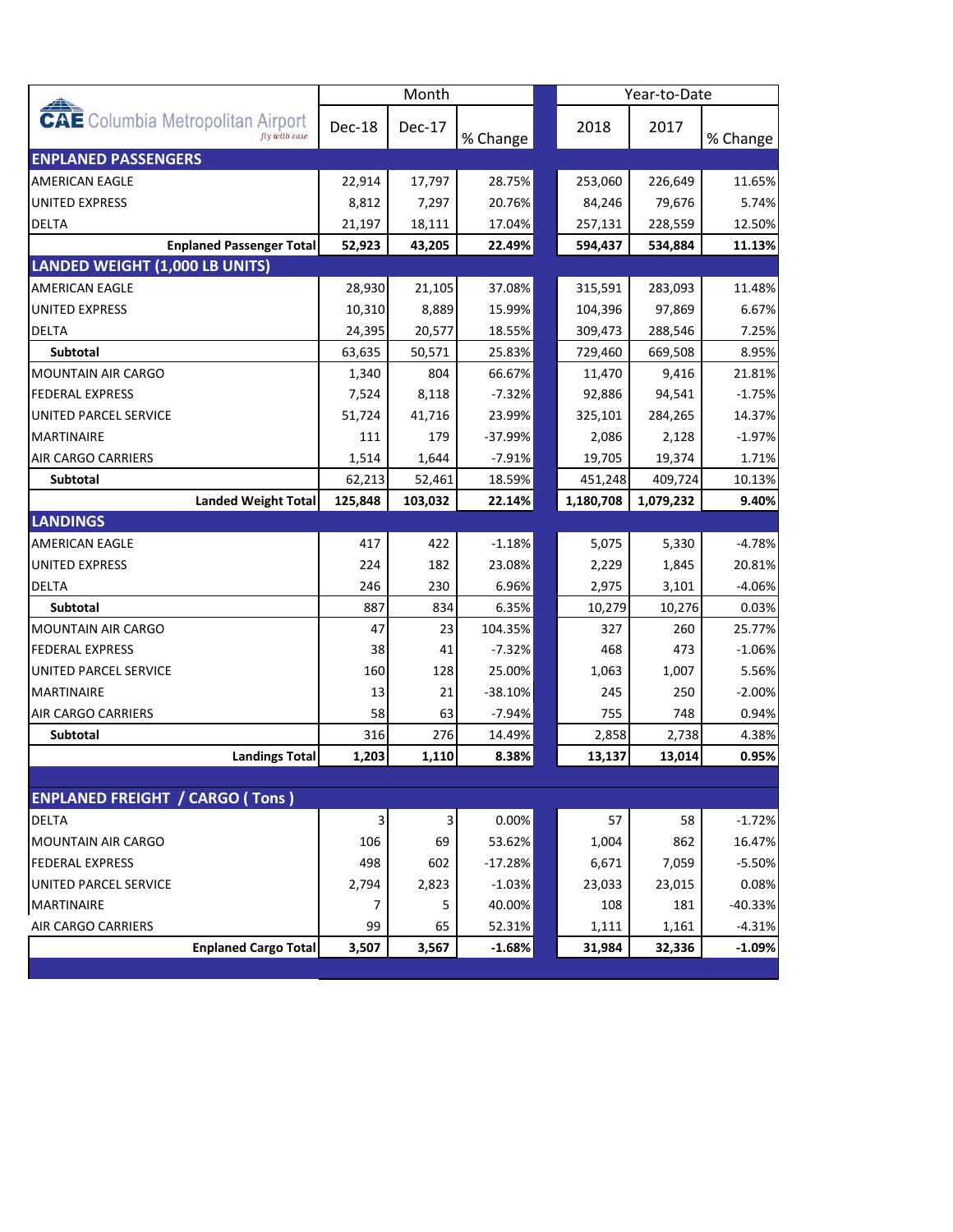| CAE Columbia Metropolitan Airport *fly with ease* | Month | | | Year-to-Date | | |
|---|---|---|---|---|---|---|
| | Dec-18 | Dec-17 | % Change | 2018 | 2017 | % Change |
| **ENPLANED PASSENGERS** | | | | | | |
| AMERICAN EAGLE | 22,914 | 17,797 | 28.75% | 253,060 | 226,649 | 11.65% |
| UNITED EXPRESS | 8,812 | 7,297 | 20.76% | 84,246 | 79,676 | 5.74% |
| DELTA | 21,197 | 18,111 | 17.04% | 257,131 | 228,559 | 12.50% |
| **Enplaned Passenger Total** | **52,923** | **43,205** | **22.49%** | **594,437** | **534,884** | **11.13%** |
| **LANDED WEIGHT (1,000 LB UNITS)** | | | | | | |
| AMERICAN EAGLE | 28,930 | 21,105 | 37.08% | 315,591 | 283,093 | 11.48% |
| UNITED EXPRESS | 10,310 | 8,889 | 15.99% | 104,396 | 97,869 | 6.67% |
| DELTA | 24,395 | 20,577 | 18.55% | 309,473 | 288,546 | 7.25% |
| **Subtotal** | 63,635 | 50,571 | 25.83% | 729,460 | 669,508 | 8.95% |
| MOUNTAIN AIR CARGO | 1,340 | 804 | 66.67% | 11,470 | 9,416 | 21.81% |
| FEDERAL EXPRESS | 7,524 | 8,118 | -7.32% | 92,886 | 94,541 | -1.75% |
| UNITED PARCEL SERVICE | 51,724 | 41,716 | 23.99% | 325,101 | 284,265 | 14.37% |
| MARTINAIRE | 111 | 179 | -37.99% | 2,086 | 2,128 | -1.97% |
| AIR CARGO CARRIERS | 1,514 | 1,644 | -7.91% | 19,705 | 19,374 | 1.71% |
| **Subtotal** | 62,213 | 52,461 | 18.59% | 451,248 | 409,724 | 10.13% |
| **Landed Weight Total** | **125,848** | **103,032** | **22.14%** | **1,180,708** | **1,079,232** | **9.40%** |
| **LANDINGS** | | | | | | |
| AMERICAN EAGLE | 417 | 422 | -1.18% | 5,075 | 5,330 | -4.78% |
| UNITED EXPRESS | 224 | 182 | 23.08% | 2,229 | 1,845 | 20.81% |
| DELTA | 246 | 230 | 6.96% | 2,975 | 3,101 | -4.06% |
| **Subtotal** | 887 | 834 | 6.35% | 10,279 | 10,276 | 0.03% |
| MOUNTAIN AIR CARGO | 47 | 23 | 104.35% | 327 | 260 | 25.77% |
| FEDERAL EXPRESS | 38 | 41 | -7.32% | 468 | 473 | -1.06% |
| UNITED PARCEL SERVICE | 160 | 128 | 25.00% | 1,063 | 1,007 | 5.56% |
| MARTINAIRE | 13 | 21 | -38.10% | 245 | 250 | -2.00% |
| AIR CARGO CARRIERS | 58 | 63 | -7.94% | 755 | 748 | 0.94% |
| **Subtotal** | 316 | 276 | 14.49% | 2,858 | 2,738 | 4.38% |
| **Landings Total** | **1,203** | **1,110** | **8.38%** | **13,137** | **13,014** | **0.95%** |
| **ENPLANED FREIGHT / CARGO ( Tons )** | | | | | | |
| DELTA | 3 | 3 | 0.00% | 57 | 58 | -1.72% |
| MOUNTAIN AIR CARGO | 106 | 69 | 53.62% | 1,004 | 862 | 16.47% |
| FEDERAL EXPRESS | 498 | 602 | -17.28% | 6,671 | 7,059 | -5.50% |
| UNITED PARCEL SERVICE | 2,794 | 2,823 | -1.03% | 23,033 | 23,015 | 0.08% |
| MARTINAIRE | 7 | 5 | 40.00% | 108 | 181 | -40.33% |
| AIR CARGO CARRIERS | 99 | 65 | 52.31% | 1,111 | 1,161 | -4.31% |
| **Enplaned Cargo Total** | **3,507** | **3,567** | **-1.68%** | **31,984** | **32,336** | **-1.09%** |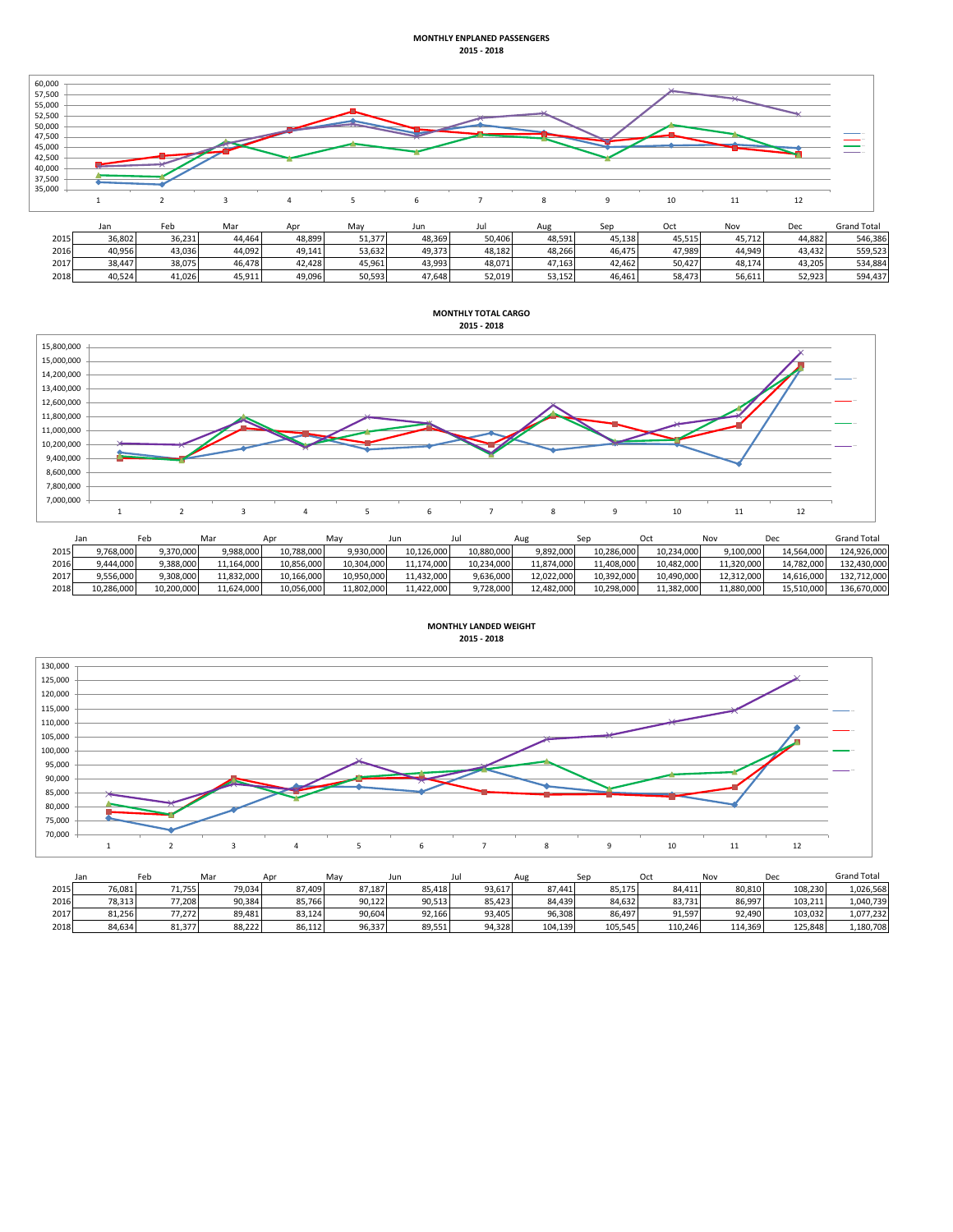**MONTHLY ENPLANED PASSENGERS**
**2015 - 2018**

| | Jan | Feb | Mar | Apr | May | Jun | Jul | Aug | Sep | Oct | Nov | Dec | Grand Total |
|---|---|---|---|---|---|---|---|---|---|---|---|---|---|
| 2015 | 36,802 | 36,231 | 44,464 | 48,899 | 51,377 | 48,369 | 50,406 | 48,591 | 45,138 | 45,515 | 45,712 | 44,882 | 546,386 |
| 2016 | 40,956 | 43,036 | 44,092 | 49,141 | 53,632 | 49,373 | 48,182 | 48,266 | 46,475 | 47,989 | 44,949 | 43,432 | 559,523 |
| 2017 | 38,447 | 38,075 | 46,478 | 42,428 | 45,961 | 43,993 | 48,071 | 47,163 | 42,462 | 50,427 | 48,174 | 43,205 | 534,884 |
| 2018 | 40,524 | 41,026 | 45,911 | 49,096 | 50,593 | 47,648 | 52,019 | 53,152 | 46,461 | 58,473 | 56,611 | 52,923 | 594,437 |

**MONTHLY TOTAL CARGO**
**2015 - 2018**

| | Jan | Feb | Mar | Apr | May | Jun | Jul | Aug | Sep | Oct | Nov | Dec | Grand Total |
|---|---|---|---|---|---|---|---|---|---|---|---|---|---|
| 2015 | 9,768,000 | 9,370,000 | 9,988,000 | 10,788,000 | 9,930,000 | 10,126,000 | 10,880,000 | 9,892,000 | 10,286,000 | 10,234,000 | 9,100,000 | 14,564,000 | 124,926,000 |
| 2016 | 9,444,000 | 9,388,000 | 11,164,000 | 10,856,000 | 10,304,000 | 11,174,000 | 10,234,000 | 11,874,000 | 11,408,000 | 10,482,000 | 11,320,000 | 14,782,000 | 132,430,000 |
| 2017 | 9,556,000 | 9,308,000 | 11,832,000 | 10,166,000 | 10,950,000 | 11,432,000 | 9,636,000 | 12,022,000 | 10,392,000 | 10,490,000 | 12,312,000 | 14,616,000 | 132,712,000 |
| 2018 | 10,286,000 | 10,200,000 | 11,624,000 | 10,056,000 | 11,802,000 | 11,422,000 | 9,728,000 | 12,482,000 | 10,298,000 | 11,382,000 | 11,880,000 | 15,510,000 | 136,670,000 |

**MONTHLY LANDED WEIGHT**
**2015 - 2018**

| | Jan | Feb | Mar | Apr | May | Jun | Jul | Aug | Sep | Oct | Nov | Dec | Grand Total |
|---|---|---|---|---|---|---|---|---|---|---|---|---|---|
| 2015 | 76,081 | 71,755 | 79,034 | 87,409 | 87,187 | 85,418 | 93,617 | 87,441 | 85,175 | 84,411 | 80,810 | 108,230 | 1,026,568 |
| 2016 | 78,313 | 77,208 | 90,384 | 85,766 | 90,122 | 90,513 | 85,423 | 84,439 | 84,632 | 83,731 | 86,997 | 103,211 | 1,040,739 |
| 2017 | 81,256 | 77,272 | 89,481 | 83,124 | 90,604 | 92,166 | 93,405 | 96,308 | 86,497 | 91,597 | 92,490 | 103,032 | 1,077,232 |
| 2018 | 84,634 | 81,377 | 88,222 | 86,112 | 96,337 | 89,551 | 94,328 | 104,139 | 105,545 | 110,246 | 114,369 | 125,848 | 1,180,708 |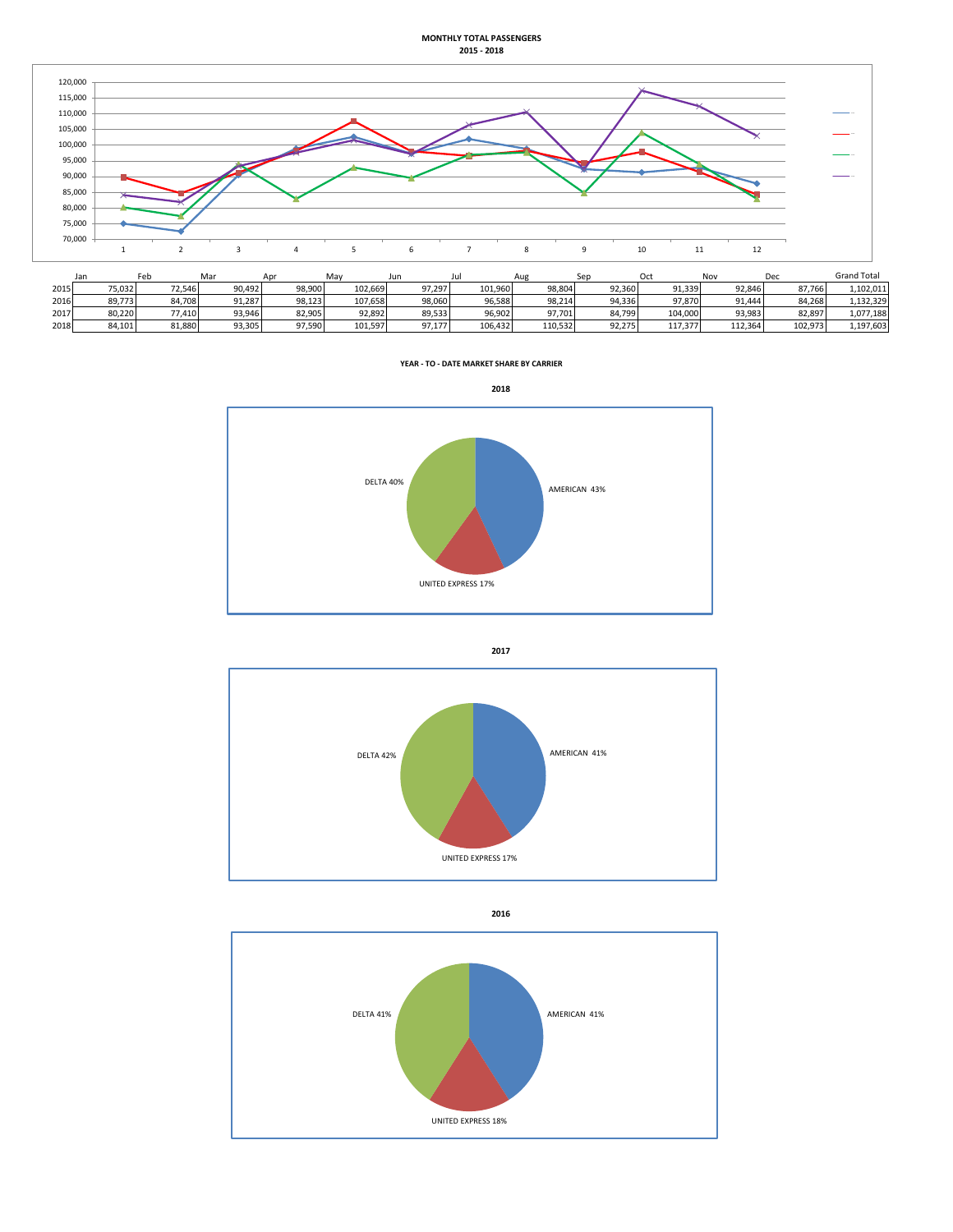**MONTHLY TOTAL PASSENGERS**
**2015 - 2018**

120,000
115,000
110,000
105,000
100,000
95,000
90,000
85,000
80,000
75,000
70,000

1 2 3 4 5 6 7 8 9 10 11 12

| | Jan | Feb | Mar | Apr | May | Jun | Jul | Aug | Sep | Oct | Nov | Dec | Grand Total |
|---|---|---|---|---|---|---|---|---|---|---|---|---|---|
| 2015 | 75,032 | 72,546 | 90,492 | 98,900 | 102,669 | 97,297 | 101,960 | 98,804 | 92,360 | 91,339 | 92,846 | 87,766 | 1,102,011 |
| 2016 | 89,773 | 84,708 | 91,287 | 98,123 | 107,658 | 98,060 | 96,588 | 98,214 | 94,336 | 97,870 | 91,444 | 84,268 | 1,132,329 |
| 2017 | 80,220 | 77,410 | 93,946 | 82,905 | 92,892 | 89,533 | 96,902 | 97,701 | 84,799 | 104,000 | 93,983 | 82,897 | 1,077,188 |
| 2018 | 84,101 | 81,880 | 93,305 | 97,590 | 101,597 | 97,177 | 106,432 | 110,532 | 92,275 | 117,377 | 112,364 | 102,973 | 1,197,603 |

**YEAR - TO - DATE MARKET SHARE BY CARRIER**

**2018**

DELTA 40%
AMERICAN 43%
UNITED EXPRESS 17%

**2017**

DELTA 42%
AMERICAN 41%
UNITED EXPRESS 17%

**2016**

DELTA 41%
AMERICAN 41%
UNITED EXPRESS 18%